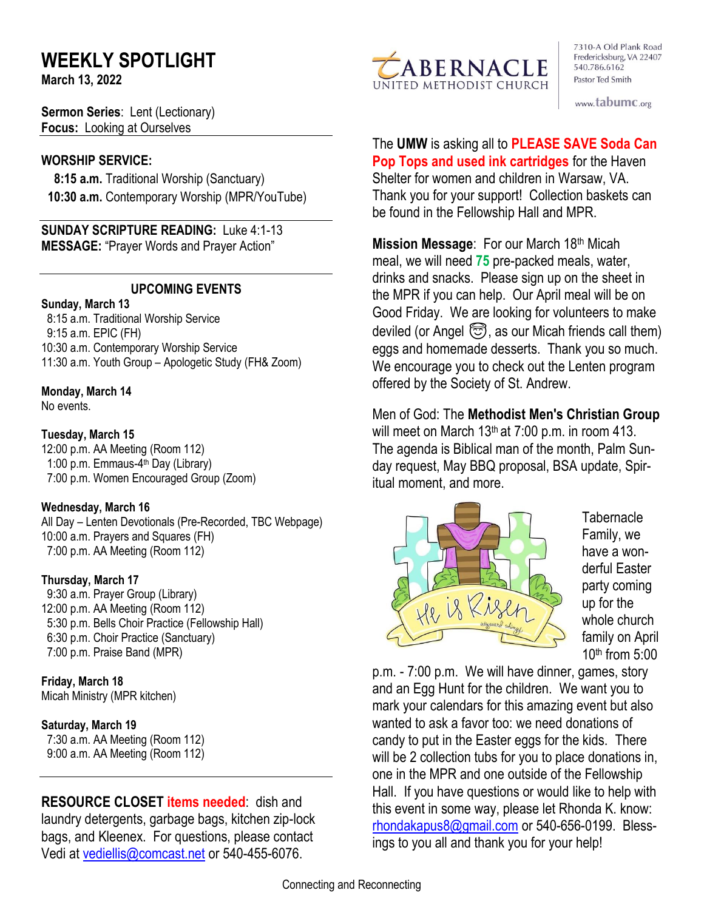# WEEKLY SPOTLIGHT

**March 13, 2022**

TABERNACLE UNITED METHODIST CHURCH

7310-A Old Plank Road
Fredericksburg, VA 22407
540.786.6162
Pastor Ted Smith

www.tabumc.org

**Sermon Series**: Lent (Lectionary)
**Focus:** Looking at Ourselves

**WORSHIP SERVICE:**

**8:15 a.m.** Traditional Worship (Sanctuary)
**10:30 a.m.** Contemporary Worship (MPR/YouTube)

**SUNDAY SCRIPTURE READING:** Luke 4:1-13
**MESSAGE:** "Prayer Words and Prayer Action"

## UPCOMING EVENTS

**Sunday, March 13**
8:15 a.m. Traditional Worship Service
9:15 a.m. EPIC (FH)
10:30 a.m. Contemporary Worship Service
11:30 a.m. Youth Group – Apologetic Study (FH& Zoom)

**Monday, March 14**
No events.

**Tuesday, March 15**
12:00 p.m. AA Meeting (Room 112)
1:00 p.m. Emmaus-4th Day (Library)
7:00 p.m. Women Encouraged Group (Zoom)

**Wednesday, March 16**
All Day – Lenten Devotionals (Pre-Recorded, TBC Webpage)
10:00 a.m. Prayers and Squares (FH)
7:00 p.m. AA Meeting (Room 112)

**Thursday, March 17**
9:30 a.m. Prayer Group (Library)
12:00 p.m. AA Meeting (Room 112)
5:30 p.m. Bells Choir Practice (Fellowship Hall)
6:30 p.m. Choir Practice (Sanctuary)
7:00 p.m. Praise Band (MPR)

**Friday, March 18**
Micah Ministry (MPR kitchen)

**Saturday, March 19**
7:30 a.m. AA Meeting (Room 112)
9:00 a.m. AA Meeting (Room 112)

**RESOURCE CLOSET items needed**: dish and laundry detergents, garbage bags, kitchen zip-lock bags, and Kleenex. For questions, please contact Vedi at vediellis@comcast.net or 540-455-6076.

The **UMW** is asking all to **PLEASE SAVE Soda Can Pop Tops and used ink cartridges** for the Haven Shelter for women and children in Warsaw, VA. Thank you for your support! Collection baskets can be found in the Fellowship Hall and MPR.

**Mission Message**: For our March 18th Micah meal, we will need **75** pre-packed meals, water, drinks and snacks. Please sign up on the sheet in the MPR if you can help. Our April meal will be on Good Friday. We are looking for volunteers to make deviled (or Angel 😇, as our Micah friends call them) eggs and homemade desserts. Thank you so much. We encourage you to check out the Lenten program offered by the Society of St. Andrew.

Men of God: The **Methodist Men's Christian Group** will meet on March 13th at 7:00 p.m. in room 413. The agenda is Biblical man of the month, Palm Sunday request, May BBQ proposal, BSA update, Spiritual moment, and more.

Tabernacle Family, we have a wonderful Easter party coming up for the whole church family on April 10th from 5:00 p.m. - 7:00 p.m. We will have dinner, games, story and an Egg Hunt for the children. We want you to mark your calendars for this amazing event but also wanted to ask a favor too: we need donations of candy to put in the Easter eggs for the kids. There will be 2 collection tubs for you to place donations in, one in the MPR and one outside of the Fellowship Hall. If you have questions or would like to help with this event in some way, please let Rhonda K. know: rhondakapus8@gmail.com or 540-656-0199. Blessings to you all and thank you for your help!

Connecting and Reconnecting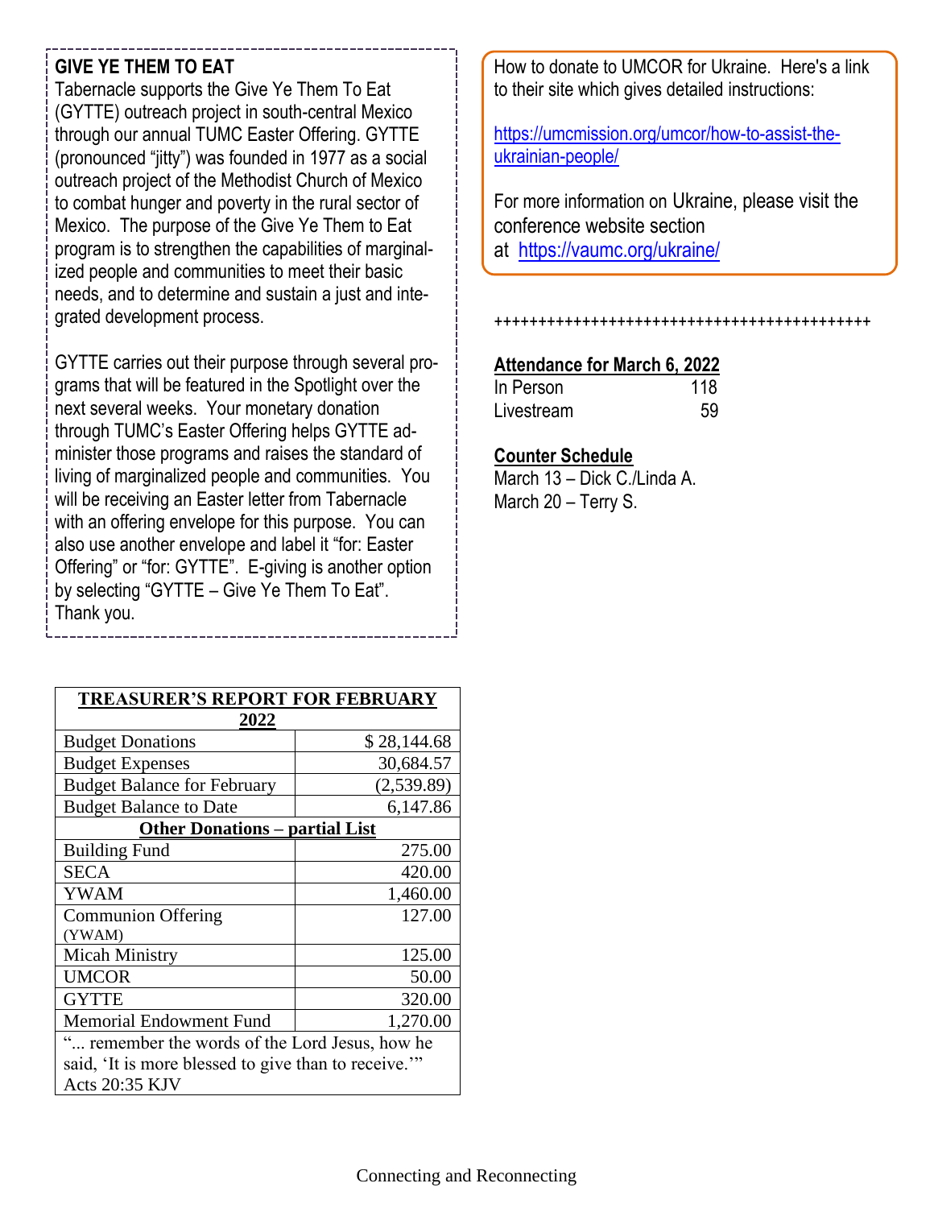## GIVE YE THEM TO EAT

Tabernacle supports the Give Ye Them To Eat (GYTTE) outreach project in south-central Mexico through our annual TUMC Easter Offering. GYTTE (pronounced "jitty") was founded in 1977 as a social outreach project of the Methodist Church of Mexico to combat hunger and poverty in the rural sector of Mexico. The purpose of the Give Ye Them to Eat program is to strengthen the capabilities of marginalized people and communities to meet their basic needs, and to determine and sustain a just and integrated development process.

GYTTE carries out their purpose through several programs that will be featured in the Spotlight over the next several weeks. Your monetary donation through TUMC's Easter Offering helps GYTTE administer those programs and raises the standard of living of marginalized people and communities. You will be receiving an Easter letter from Tabernacle with an offering envelope for this purpose. You can also use another envelope and label it "for: Easter Offering" or "for: GYTTE". E-giving is another option by selecting "GYTTE – Give Ye Them To Eat". Thank you.

| **TREASURER'S REPORT FOR FEBRUARY 2022** | |
|---|---|
| Budget Donations | $ 28,144.68 |
| Budget Expenses | 30,684.57 |
| Budget Balance for February | (2,539.89) |
| Budget Balance to Date | 6,147.86 |
| **Other Donations – partial List** | |
| Building Fund | 275.00 |
| SECA | 420.00 |
| YWAM | 1,460.00 |
| Communion Offering (YWAM) | 127.00 |
| Micah Ministry | 125.00 |
| UMCOR | 50.00 |
| GYTTE | 320.00 |
| Memorial Endowment Fund | 1,270.00 |
| "... remember the words of the Lord Jesus, how he said, 'It is more blessed to give than to receive.'" Acts 20:35 KJV | |

How to donate to UMCOR for Ukraine. Here's a link to their site which gives detailed instructions:

https://umcmission.org/umcor/how-to-assist-the-ukrainian-people/

For more information on Ukraine, please visit the conference website section at https://vaumc.org/ukraine/

++++++++++++++++++++++++++++++++++++++++++++

**Attendance for March 6, 2022**

| | |
|---|---|
| In Person | 118 |
| Livestream | 59 |

**Counter Schedule**

March 13 – Dick C./Linda A.
March 20 – Terry S.